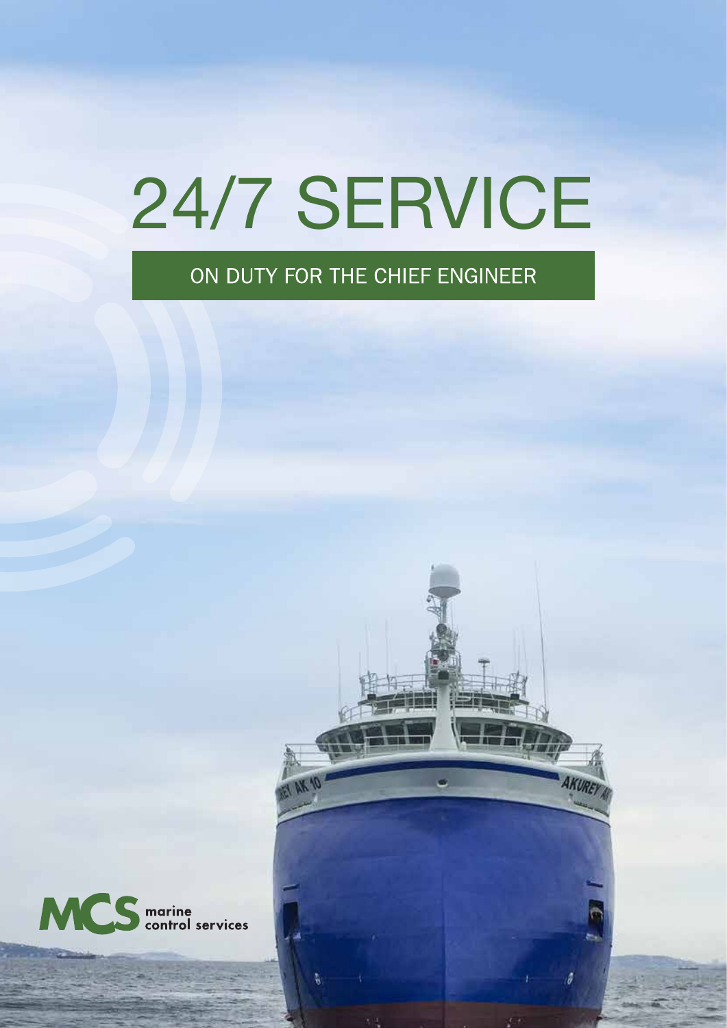# 24/7 SERVICE

ON DUTY FOR THE CHIEF ENGINEER

MCS marine control services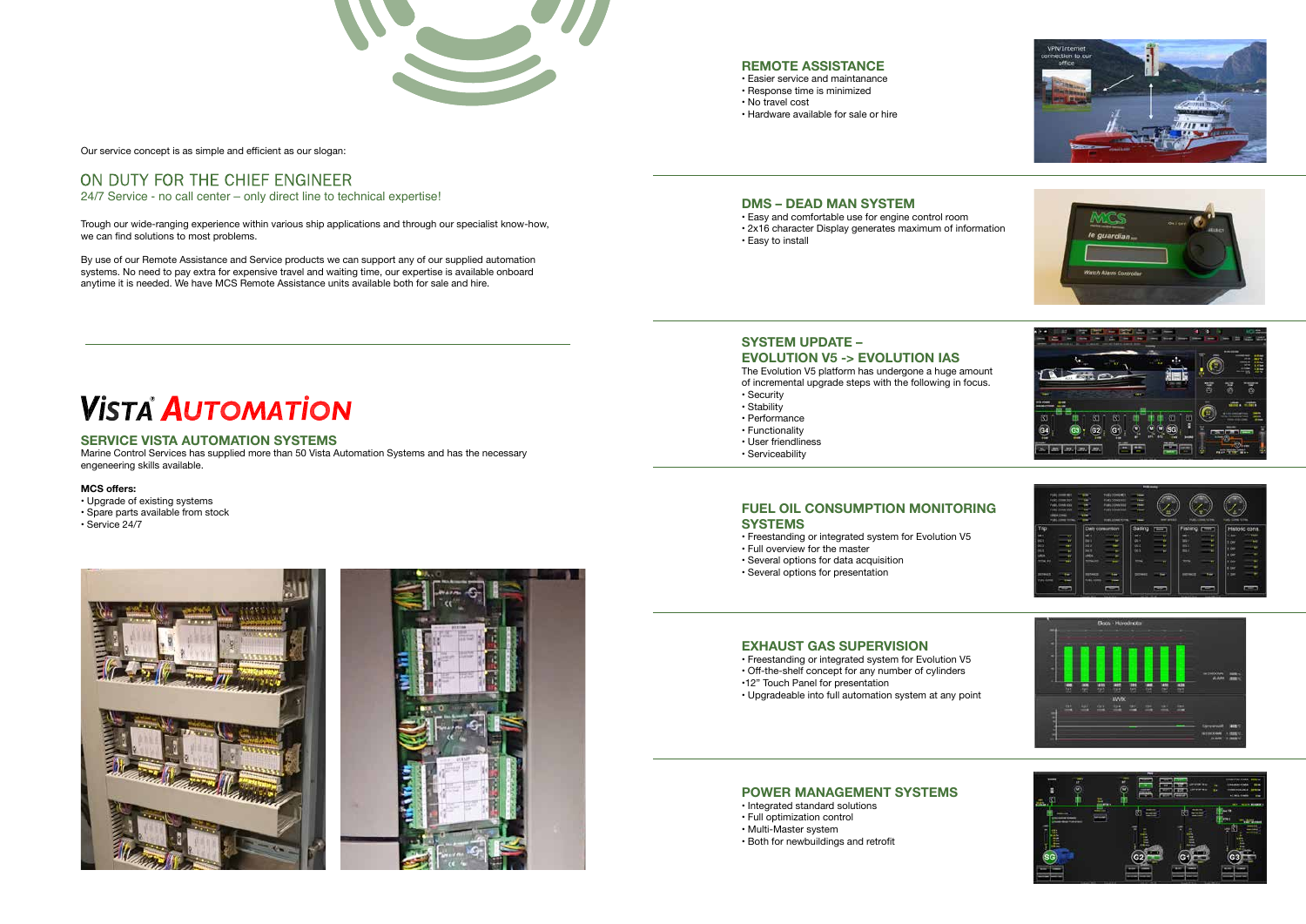Our service concept is as simple and efficient as our slogan:

## ON DUTY FOR THE CHIEF ENGINEER

24/7 Service - no call center – only direct line to technical expertise!

Trough our wide-ranging experience within various ship applications and through our specialist know-how, we can find solutions to most problems.

By use of our Remote Assistance and Service products we can support any of our supplied automation systems. No need to pay extra for expensive travel and waiting time, our expertise is available onboard anytime it is needed. We have MCS Remote Assistance units available both for sale and hire.

# VISTA® AUTOMATION

## SERVICE VISTA AUTOMATION SYSTEMS

Marine Control Services has supplied more than 50 Vista Automation Systems and has the necessary engeneering skills available.

**MCS offers:**

- Upgrade of existing systems
- Spare parts available from stock
- Service 24/7

## REMOTE ASSISTANCE

- Easier service and maintanance
- Response time is minimized
- No travel cost
- Hardware available for sale or hire

## DMS – DEAD MAN SYSTEM

- Easy and comfortable use for engine control room
- 2x16 character Display generates maximum of information
- Easy to install

## SYSTEM UPDATE – EVOLUTION V5 -> EVOLUTION IAS

The Evolution V5 platform has undergone a huge amount of incremental upgrade steps with the following in focus.

- Security
- Stability
- Performance
- Functionality
- User friendliness
- Serviceability

## FUEL OIL CONSUMPTION MONITORING SYSTEMS

- Freestanding or integrated system for Evolution V5
- Full overview for the master
- Several options for data acquisition
- Several options for presentation

## EXHAUST GAS SUPERVISION

- Freestanding or integrated system for Evolution V5
- Off-the-shelf concept for any number of cylinders
- 12" Touch Panel for presentation
- Upgradeable into full automation system at any point

## POWER MANAGEMENT SYSTEMS

- Integrated standard solutions
- Full optimization control
- Multi-Master system
- Both for newbuildings and retrofit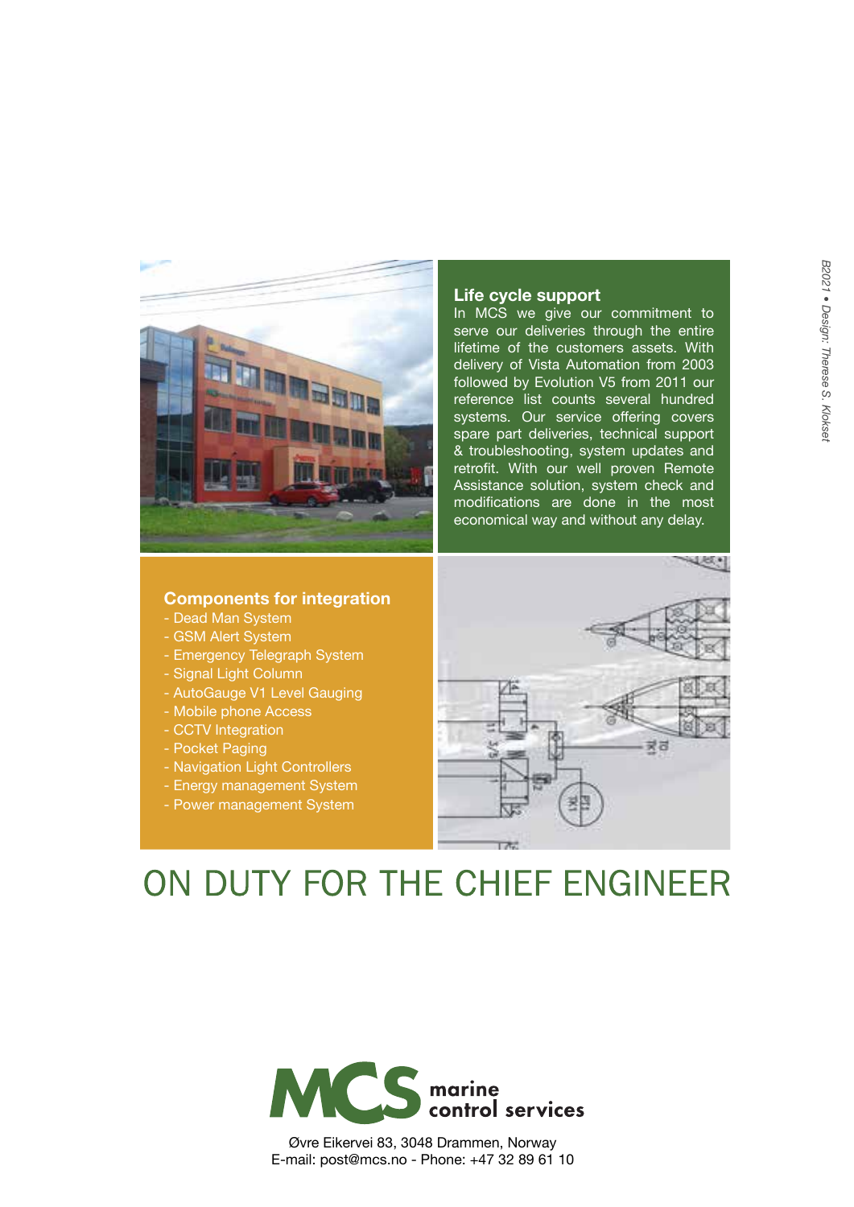## Life cycle support

In MCS we give our commitment to serve our deliveries through the entire lifetime of the customers assets. With delivery of Vista Automation from 2003 followed by Evolution V5 from 2011 our reference list counts several hundred systems. Our service offering covers spare part deliveries, technical support & troubleshooting, system updates and retrofit. With our well proven Remote Assistance solution, system check and modifications are done in the most economical way and without any delay.

## Components for integration

- Dead Man System
- GSM Alert System
- Emergency Telegraph System
- Signal Light Column
- AutoGauge V1 Level Gauging
- Mobile phone Access
- CCTV Integration
- Pocket Paging
- Navigation Light Controllers
- Energy management System
- Power management System

# ON DUTY FOR THE CHIEF ENGINEER

MCS marine control services

Øvre Eikervei 83, 3048 Drammen, Norway
E-mail: post@mcs.no - Phone: +47 32 89 61 10

*B2021 • Design: Therese S. Klokset*